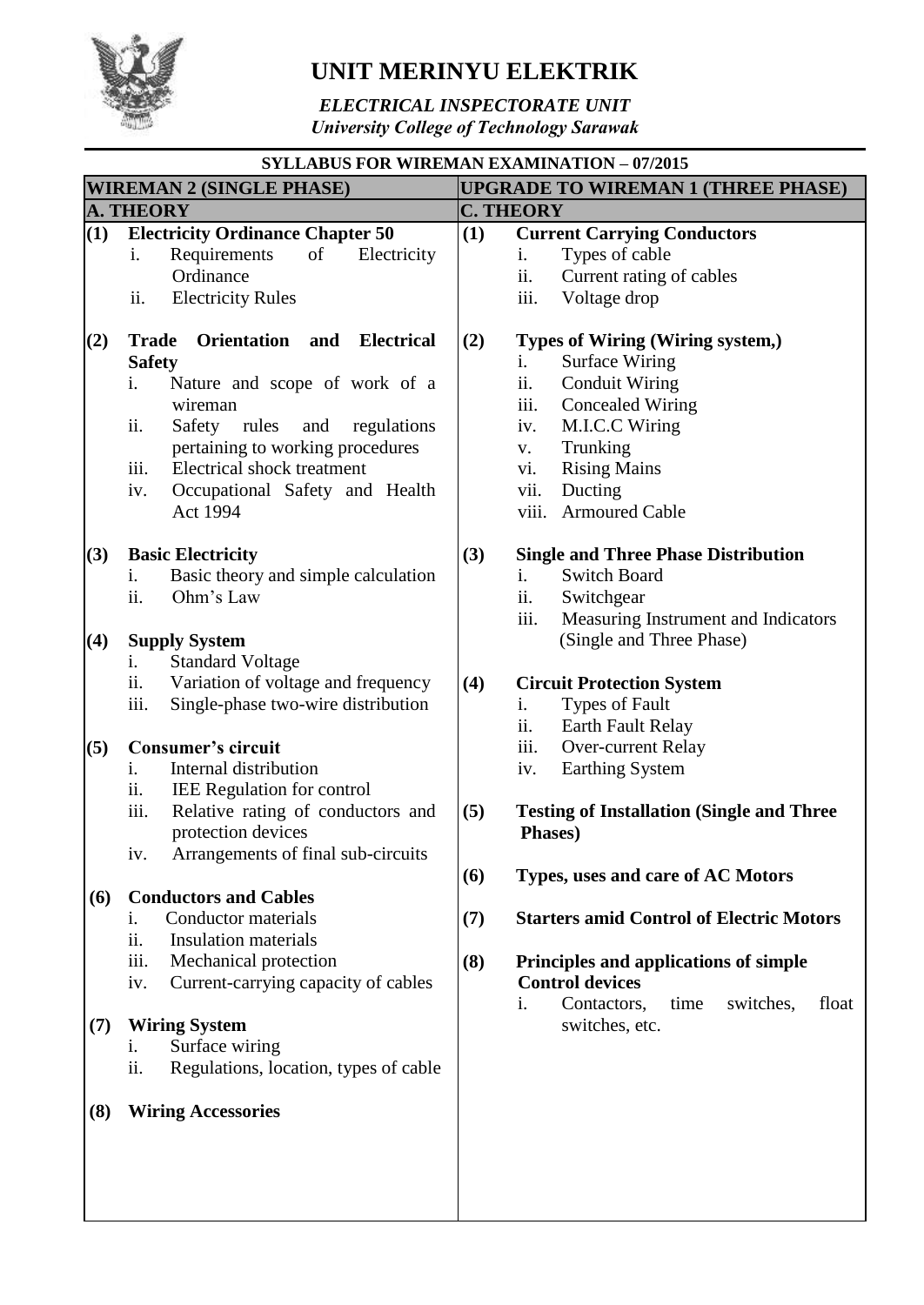# UNIT MERINYU ELEKTRIK

***ELECTRICAL INSPECTORATE UNIT***
***University College of Technology Sarawak***

## SYLLABUS FOR WIREMAN EXAMINATION – 07/2015

## WIREMAN 2 (SINGLE PHASE)

### A. THEORY

**(1) Electricity Ordinance Chapter 50**
- i. Requirements of Electricity Ordinance
- ii. Electricity Rules

**(2) Trade Orientation and Electrical Safety**
- i. Nature and scope of work of a wireman
- ii. Safety rules and regulations pertaining to working procedures
- iii. Electrical shock treatment
- iv. Occupational Safety and Health Act 1994

**(3) Basic Electricity**
- i. Basic theory and simple calculation
- ii. Ohm's Law

**(4) Supply System**
- i. Standard Voltage
- ii. Variation of voltage and frequency
- iii. Single-phase two-wire distribution

**(5) Consumer's circuit**
- i. Internal distribution
- ii. IEE Regulation for control
- iii. Relative rating of conductors and protection devices
- iv. Arrangements of final sub-circuits

**(6) Conductors and Cables**
- i. Conductor materials
- ii. Insulation materials
- iii. Mechanical protection
- iv. Current-carrying capacity of cables

**(7) Wiring System**
- i. Surface wiring
- ii. Regulations, location, types of cable

**(8) Wiring Accessories**

## UPGRADE TO WIREMAN 1 (THREE PHASE)

### C. THEORY

**(1) Current Carrying Conductors**
- i. Types of cable
- ii. Current rating of cables
- iii. Voltage drop

**(2) Types of Wiring (Wiring system,)**
- i. Surface Wiring
- ii. Conduit Wiring
- iii. Concealed Wiring
- iv. M.I.C.C Wiring
- v. Trunking
- vi. Rising Mains
- vii. Ducting
- viii. Armoured Cable

**(3) Single and Three Phase Distribution**
- i. Switch Board
- ii. Switchgear
- iii. Measuring Instrument and Indicators (Single and Three Phase)

**(4) Circuit Protection System**
- i. Types of Fault
- ii. Earth Fault Relay
- iii. Over-current Relay
- iv. Earthing System

**(5) Testing of Installation (Single and Three Phases)**

**(6) Types, uses and care of AC Motors**

**(7) Starters amid Control of Electric Motors**

**(8) Principles and applications of simple Control devices**
- i. Contactors, time switches, float switches, etc.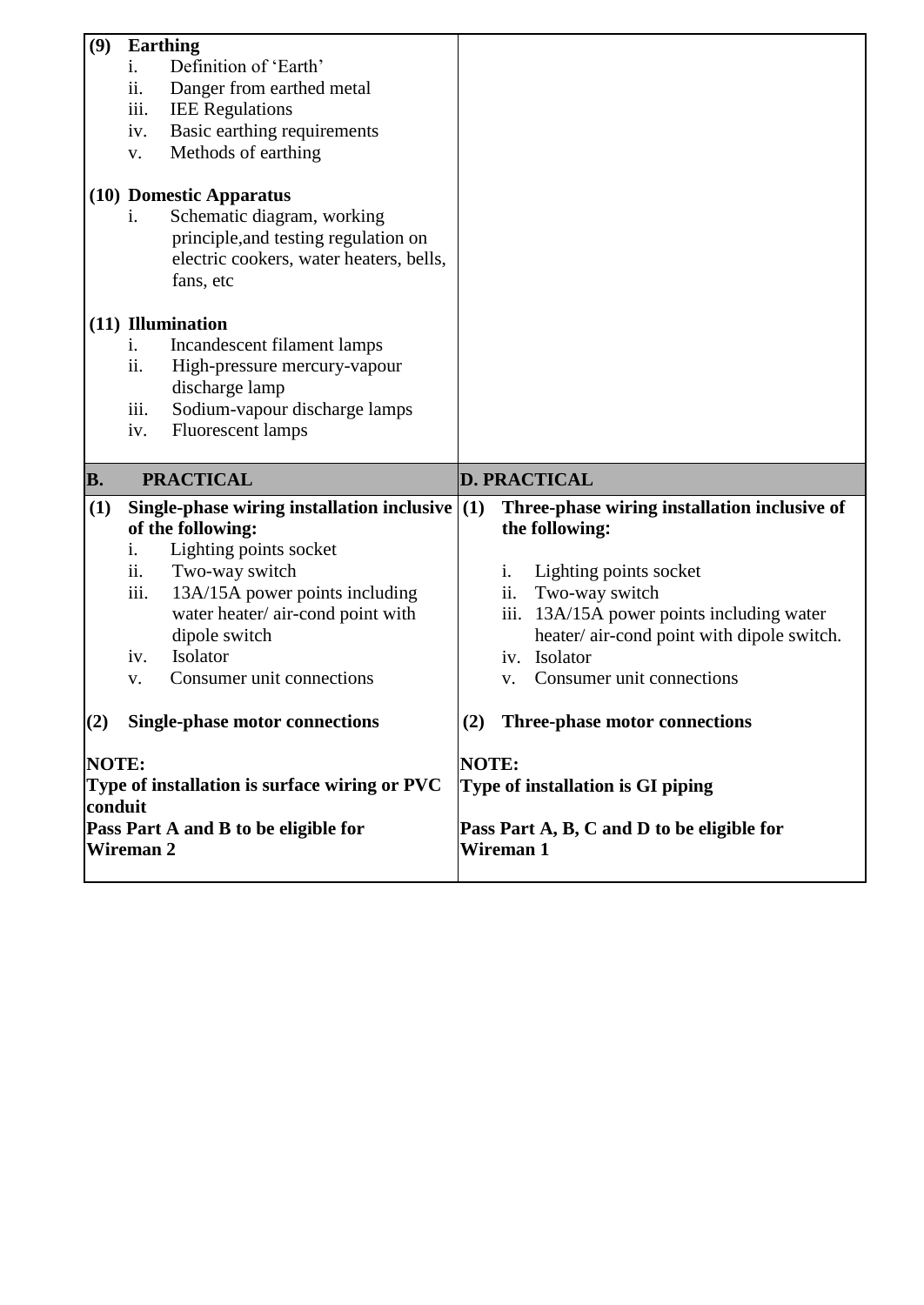| | |
|---|---|
| **(9) Earthing**<br>i. Definition of 'Earth'<br>ii. Danger from earthed metal<br>iii. IEE Regulations<br>iv. Basic earthing requirements<br>v. Methods of earthing<br><br>**(10) Domestic Apparatus**<br>i. Schematic diagram, working principle,and testing regulation on electric cookers, water heaters, bells, fans, etc<br><br>**(11) Illumination**<br>i. Incandescent filament lamps<br>ii. High-pressure mercury-vapour discharge lamp<br>iii. Sodium-vapour discharge lamps<br>iv. Fluorescent lamps | |
| **B. PRACTICAL** | **D. PRACTICAL** |
| **(1) Single-phase wiring installation inclusive of the following:**<br>i. Lighting points socket<br>ii. Two-way switch<br>iii. 13A/15A power points including water heater/ air-cond point with dipole switch<br>iv. Isolator<br>v. Consumer unit connections<br><br>**(2) Single-phase motor connections**<br><br>**NOTE:**<br>**Type of installation is surface wiring or PVC conduit**<br>**Pass Part A and B to be eligible for Wireman 2** | **(1) Three-phase wiring installation inclusive of the following:**<br>i. Lighting points socket<br>ii. Two-way switch<br>iii. 13A/15A power points including water heater/ air-cond point with dipole switch.<br>iv. Isolator<br>v. Consumer unit connections<br><br>**(2) Three-phase motor connections**<br><br>**NOTE:**<br>**Type of installation is GI piping**<br>**Pass Part A, B, C and D to be eligible for Wireman 1** |